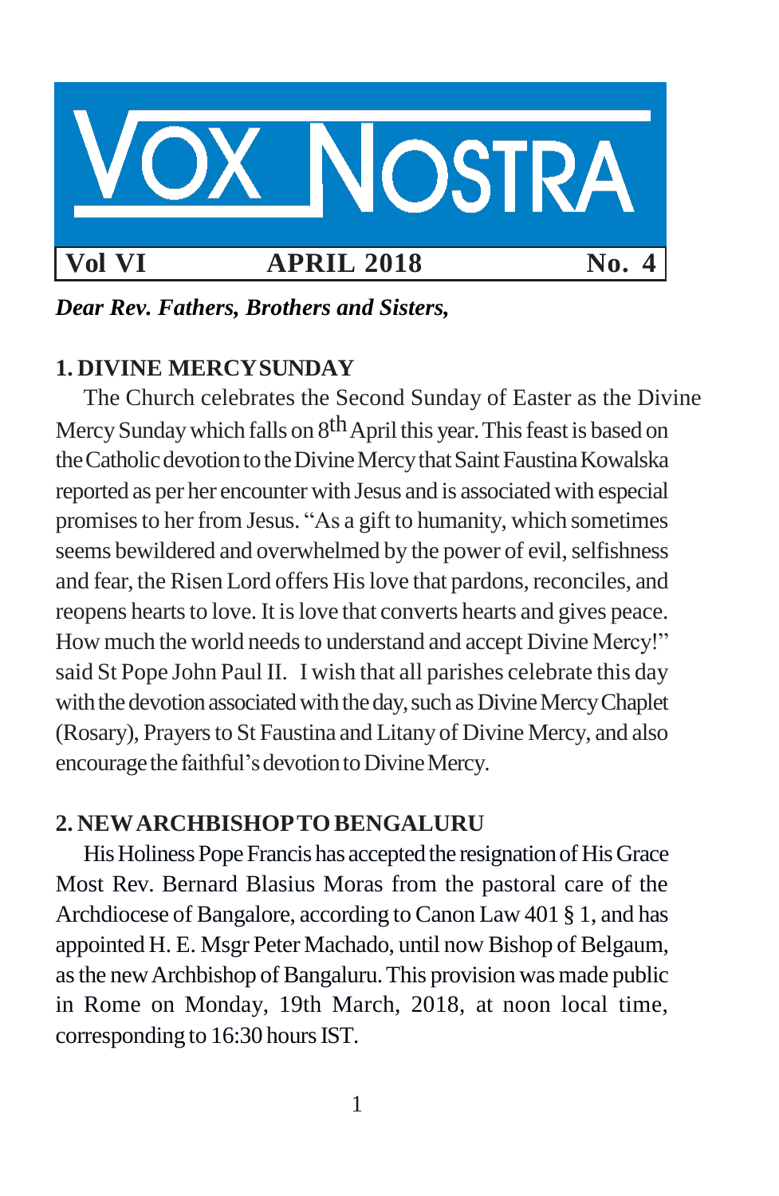# VOX NOSTRA

**Vol VI** **APRIL 2018** **No. 4**

***Dear Rev. Fathers, Brothers and Sisters,***

## 1. DIVINE MERCY SUNDAY

The Church celebrates the Second Sunday of Easter as the Divine Mercy Sunday which falls on 8th April this year. This feast is based on the Catholic devotion to the Divine Mercy that Saint Faustina Kowalska reported as per her encounter with Jesus and is associated with especial promises to her from Jesus. "As a gift to humanity, which sometimes seems bewildered and overwhelmed by the power of evil, selfishness and fear, the Risen Lord offers His love that pardons, reconciles, and reopens hearts to love. It is love that converts hearts and gives peace. How much the world needs to understand and accept Divine Mercy!" said St Pope John Paul II. I wish that all parishes celebrate this day with the devotion associated with the day, such as Divine Mercy Chaplet (Rosary), Prayers to St Faustina and Litany of Divine Mercy, and also encourage the faithful's devotion to Divine Mercy.

## 2. NEW ARCHBISHOP TO BENGALURU

His Holiness Pope Francis has accepted the resignation of His Grace Most Rev. Bernard Blasius Moras from the pastoral care of the Archdiocese of Bangalore, according to Canon Law 401 § 1, and has appointed H. E. Msgr Peter Machado, until now Bishop of Belgaum, as the new Archbishop of Bangaluru. This provision was made public in Rome on Monday, 19th March, 2018, at noon local time, corresponding to 16:30 hours IST.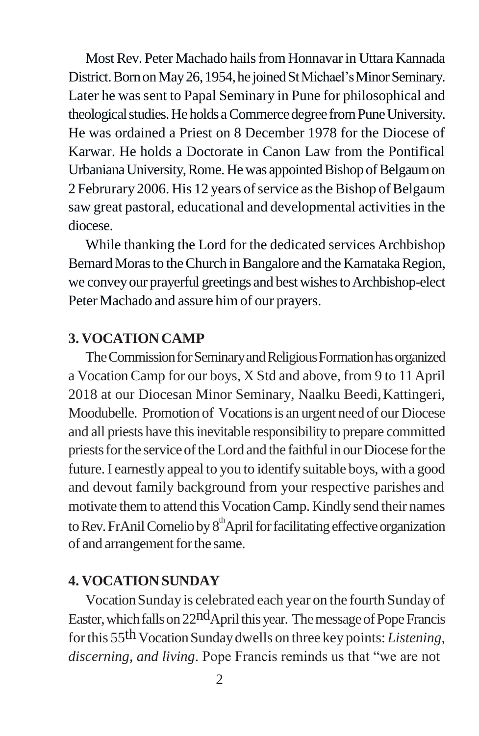Most Rev. Peter Machado hails from Honnavar in Uttara Kannada District. Born on May 26, 1954, he joined St Michael's Minor Seminary. Later he was sent to Papal Seminary in Pune for philosophical and theological studies. He holds a Commerce degree from Pune University. He was ordained a Priest on 8 December 1978 for the Diocese of Karwar. He holds a Doctorate in Canon Law from the Pontifical Urbaniana University, Rome. He was appointed Bishop of Belgaum on 2 Februrary 2006. His 12 years of service as the Bishop of Belgaum saw great pastoral, educational and developmental activities in the diocese.

While thanking the Lord for the dedicated services Archbishop Bernard Moras to the Church in Bangalore and the Karnataka Region, we convey our prayerful greetings and best wishes to Archbishop-elect Peter Machado and assure him of our prayers.

### 3. VOCATION CAMP

The Commission for Seminary and Religious Formation has organized a Vocation Camp for our boys, X Std and above, from 9 to 11 April 2018 at our Diocesan Minor Seminary, Naalku Beedi, Kattingeri, Moodubelle. Promotion of Vocations is an urgent need of our Diocese and all priests have this inevitable responsibility to prepare committed priests for the service of the Lord and the faithful in our Diocese for the future. I earnestly appeal to you to identify suitable boys, with a good and devout family background from your respective parishes and motivate them to attend this Vocation Camp. Kindly send their names to Rev. Fr Anil Cornelio by 8th April for facilitating effective organization of and arrangement for the same.

### 4. VOCATION SUNDAY

Vocation Sunday is celebrated each year on the fourth Sunday of Easter, which falls on 22nd April this year. The message of Pope Francis for this 55th Vocation Sunday dwells on three key points: *Listening, discerning, and living*. Pope Francis reminds us that "we are not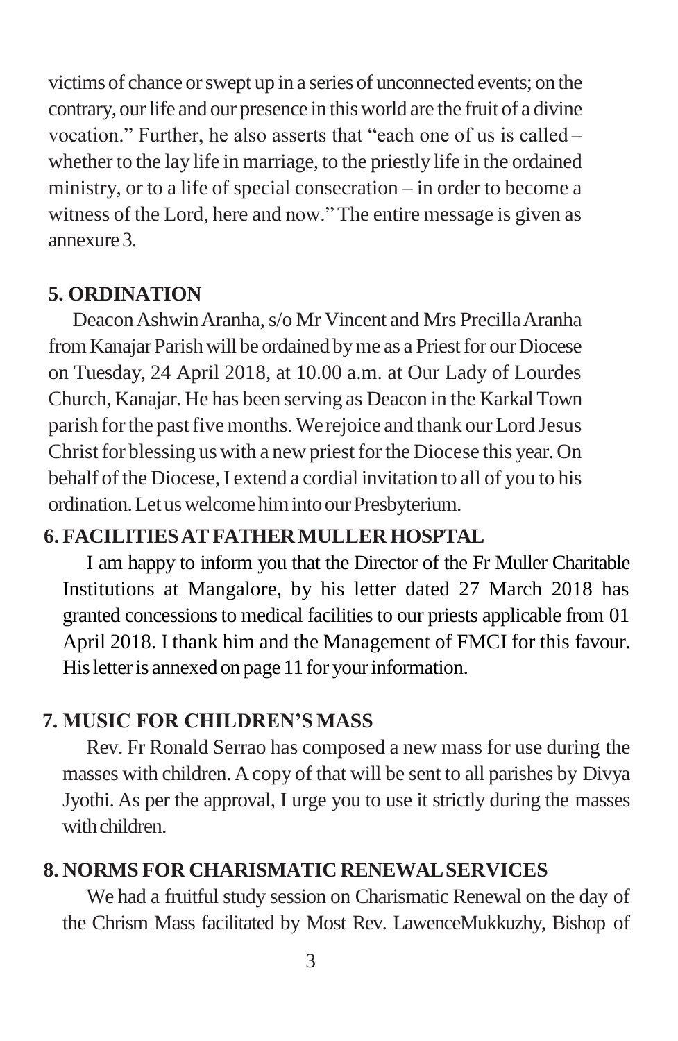victims of chance or swept up in a series of unconnected events; on the contrary, our life and our presence in this world are the fruit of a divine vocation." Further, he also asserts that "each one of us is called – whether to the lay life in marriage, to the priestly life in the ordained ministry, or to a life of special consecration – in order to become a witness of the Lord, here and now." The entire message is given as annexure 3.

## 5. ORDINATION

Deacon Ashwin Aranha, s/o Mr Vincent and Mrs Precilla Aranha from Kanajar Parish will be ordained by me as a Priest for our Diocese on Tuesday, 24 April 2018, at 10.00 a.m. at Our Lady of Lourdes Church, Kanajar. He has been serving as Deacon in the Karkal Town parish for the past five months. We rejoice and thank our Lord Jesus Christ for blessing us with a new priest for the Diocese this year. On behalf of the Diocese, I extend a cordial invitation to all of you to his ordination. Let us welcome him into our Presbyterium.

## 6. FACILITIES AT FATHER MULLER HOSPTAL

I am happy to inform you that the Director of the Fr Muller Charitable Institutions at Mangalore, by his letter dated 27 March 2018 has granted concessions to medical facilities to our priests applicable from 01 April 2018. I thank him and the Management of FMCI for this favour. His letter is annexed on page 11 for your information.

## 7. MUSIC FOR CHILDREN'S MASS

Rev. Fr Ronald Serrao has composed a new mass for use during the masses with children. A copy of that will be sent to all parishes by Divya Jyothi. As per the approval, I urge you to use it strictly during the masses with children.

## 8. NORMS FOR CHARISMATIC RENEWAL SERVICES

We had a fruitful study session on Charismatic Renewal on the day of the Chrism Mass facilitated by Most Rev. LawenceMukkuzhy, Bishop of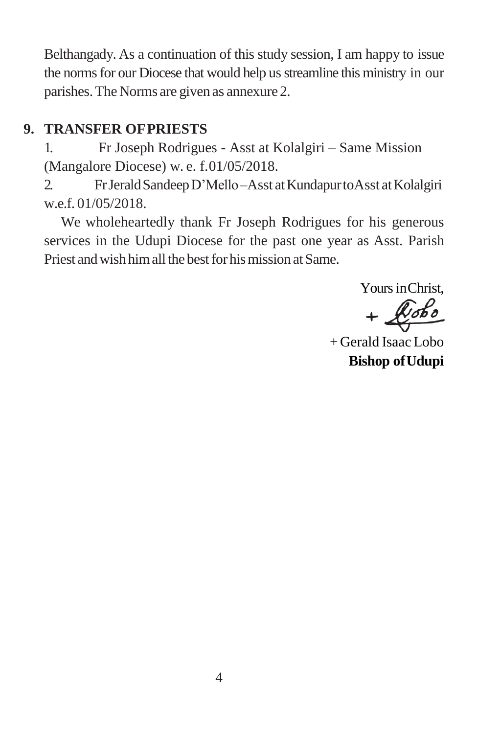Belthangady. As a continuation of this study session, I am happy to issue the norms for our Diocese that would help us streamline this ministry in our parishes. The Norms are given as annexure 2.

## 9. TRANSFER OF PRIESTS

1. Fr Joseph Rodrigues - Asst at Kolalgiri – Same Mission (Mangalore Diocese) w. e. f. 01/05/2018.
2. Fr Jerald Sandeep D'Mello – Asst at Kundapur to Asst at Kolalgiri w.e.f. 01/05/2018.

We wholeheartedly thank Fr Joseph Rodrigues for his generous services in the Udupi Diocese for the past one year as Asst. Parish Priest and wish him all the best for his mission at Same.

Yours in Christ,

+ Lobo

+ Gerald Isaac Lobo
**Bishop of Udupi**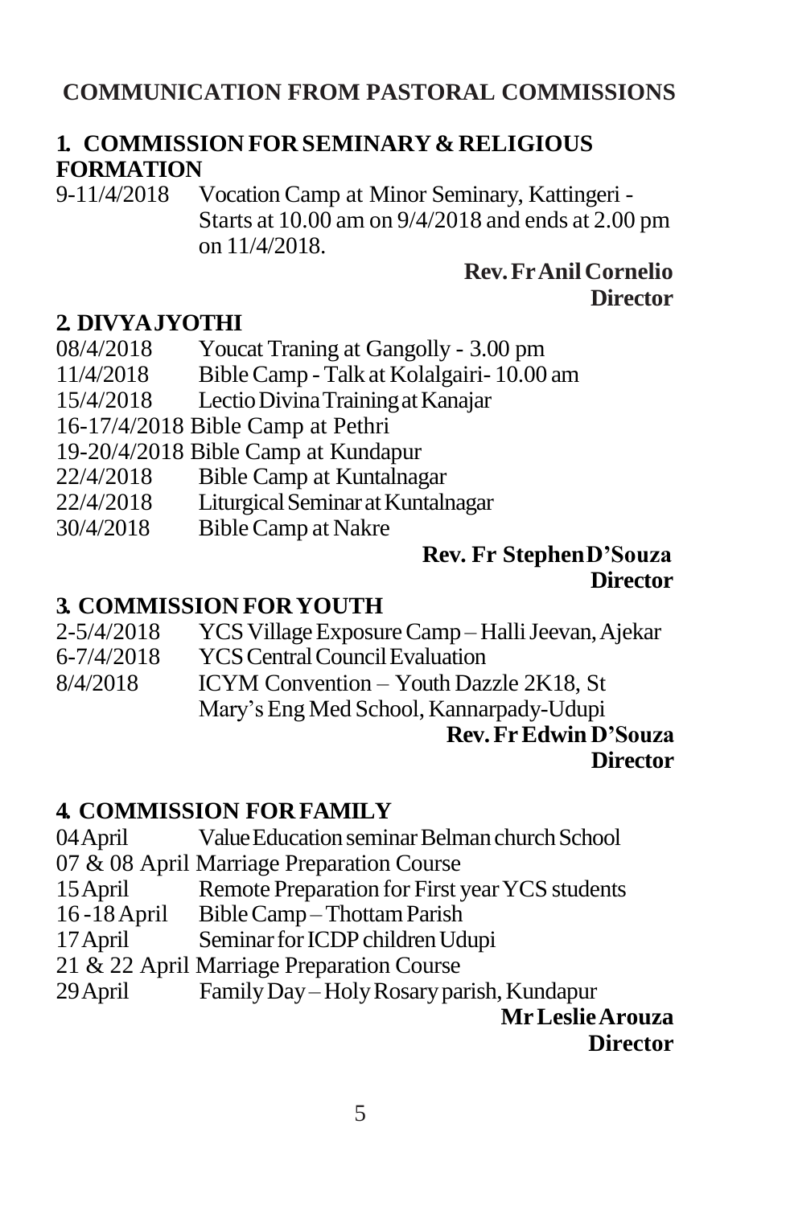## COMMUNICATION FROM PASTORAL COMMISSIONS

### 1. COMMISSION FOR SEMINARY & RELIGIOUS FORMATION

9-11/4/2018 Vocation Camp at Minor Seminary, Kattingeri - Starts at 10.00 am on 9/4/2018 and ends at 2.00 pm on 11/4/2018.

**Rev. Fr Anil Cornelio**
**Director**

### 2. DIVYAJYOTHI

08/4/2018 Youcat Traning at Gangolly - 3.00 pm
11/4/2018 Bible Camp - Talk at Kolalgairi- 10.00 am
15/4/2018 Lectio Divina Training at Kanajar
16-17/4/2018 Bible Camp at Pethri
19-20/4/2018 Bible Camp at Kundapur
22/4/2018 Bible Camp at Kuntalnagar
22/4/2018 Liturgical Seminar at Kuntalnagar
30/4/2018 Bible Camp at Nakre

**Rev. Fr Stephen D'Souza**
**Director**

### 3. COMMISSION FOR YOUTH

2-5/4/2018 YCS Village Exposure Camp – Halli Jeevan, Ajekar
6-7/4/2018 YCS Central Council Evaluation
8/4/2018 ICYM Convention – Youth Dazzle 2K18, St Mary's Eng Med School, Kannarpady-Udupi

**Rev. Fr Edwin D'Souza**
**Director**

### 4. COMMISSION FOR FAMILY

04 April Value Education seminar Belman church School
07 & 08 April Marriage Preparation Course
15 April Remote Preparation for First year YCS students
16 -18 April Bible Camp – Thottam Parish
17 April Seminar for ICDP children Udupi
21 & 22 April Marriage Preparation Course
29 April Family Day – Holy Rosary parish, Kundapur

**Mr Leslie Arouza**
**Director**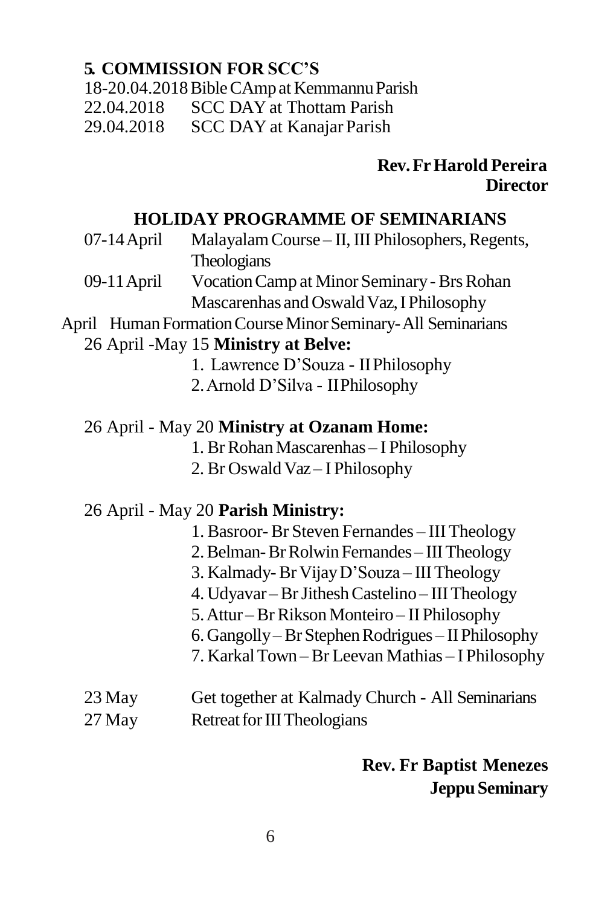## 5. COMMISSION FOR SCC'S

18-20.04.2018 Bible CAmp at Kemmannu Parish
22.04.2018 SCC DAY at Thottam Parish
29.04.2018 SCC DAY at Kanajar Parish

**Rev. Fr Harold Pereira**
**Director**

## HOLIDAY PROGRAMME OF SEMINARIANS

07-14 April Malayalam Course – II, III Philosophers, Regents, Theologians

09-11 April Vocation Camp at Minor Seminary - Brs Rohan Mascarenhas and Oswald Vaz, I Philosophy

April Human Formation Course Minor Seminary- All Seminarians

26 April -May 15 **Ministry at Belve:**

1. Lawrence D'Souza - II Philosophy
2. Arnold D'Silva - II Philosophy

26 April - May 20 **Ministry at Ozanam Home:**

1. Br Rohan Mascarenhas – I Philosophy
2. Br Oswald Vaz – I Philosophy

26 April - May 20 **Parish Ministry:**

1. Basroor- Br Steven Fernandes – III Theology
2. Belman- Br Rolwin Fernandes – III Theology
3. Kalmady- Br Vijay D'Souza – III Theology
4. Udyavar – Br Jithesh Castelino – III Theology
5. Attur – Br Rikson Monteiro – II Philosophy
6. Gangolly – Br Stephen Rodrigues – II Philosophy
7. Karkal Town – Br Leevan Mathias – I Philosophy

23 May Get together at Kalmady Church - All Seminarians
27 May Retreat for III Theologians

**Rev. Fr Baptist Menezes**
**Jeppu Seminary**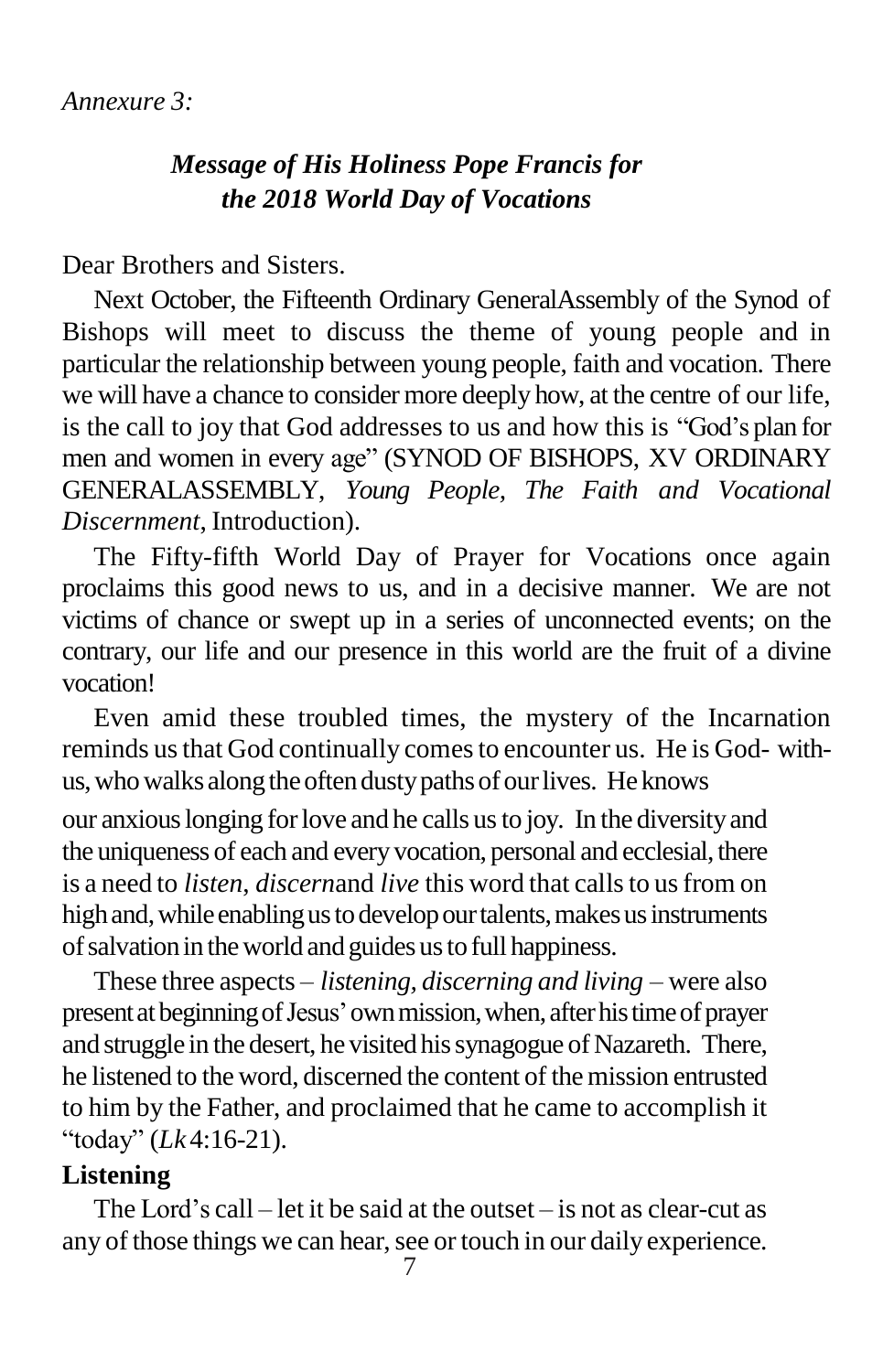*Annexure 3:*

## *Message of His Holiness Pope Francis for the 2018 World Day of Vocations*

Dear Brothers and Sisters.

Next October, the Fifteenth Ordinary GeneralAssembly of the Synod of Bishops will meet to discuss the theme of young people and in particular the relationship between young people, faith and vocation. There we will have a chance to consider more deeply how, at the centre of our life, is the call to joy that God addresses to us and how this is "God's plan for men and women in every age" (SYNOD OF BISHOPS, XV ORDINARY GENERALASSEMBLY, *Young People, The Faith and Vocational Discernment*, Introduction).

The Fifty-fifth World Day of Prayer for Vocations once again proclaims this good news to us, and in a decisive manner. We are not victims of chance or swept up in a series of unconnected events; on the contrary, our life and our presence in this world are the fruit of a divine vocation!

Even amid these troubled times, the mystery of the Incarnation reminds us that God continually comes to encounter us. He is God- with-us, who walks along the often dusty paths of our lives. He knows our anxious longing for love and he calls us to joy. In the diversity and the uniqueness of each and every vocation, personal and ecclesial, there is a need to *listen*, *discern*and *live* this word that calls to us from on high and, while enabling us to develop our talents, makes us instruments of salvation in the world and guides us to full happiness.

These three aspects – *listening, discerning and living* – were also present at beginning of Jesus' own mission, when, after his time of prayer and struggle in the desert, he visited his synagogue of Nazareth. There, he listened to the word, discerned the content of the mission entrusted to him by the Father, and proclaimed that he came to accomplish it "today" (*Lk* 4:16-21).

**Listening**

The Lord's call – let it be said at the outset – is not as clear-cut as any of those things we can hear, see or touch in our daily experience.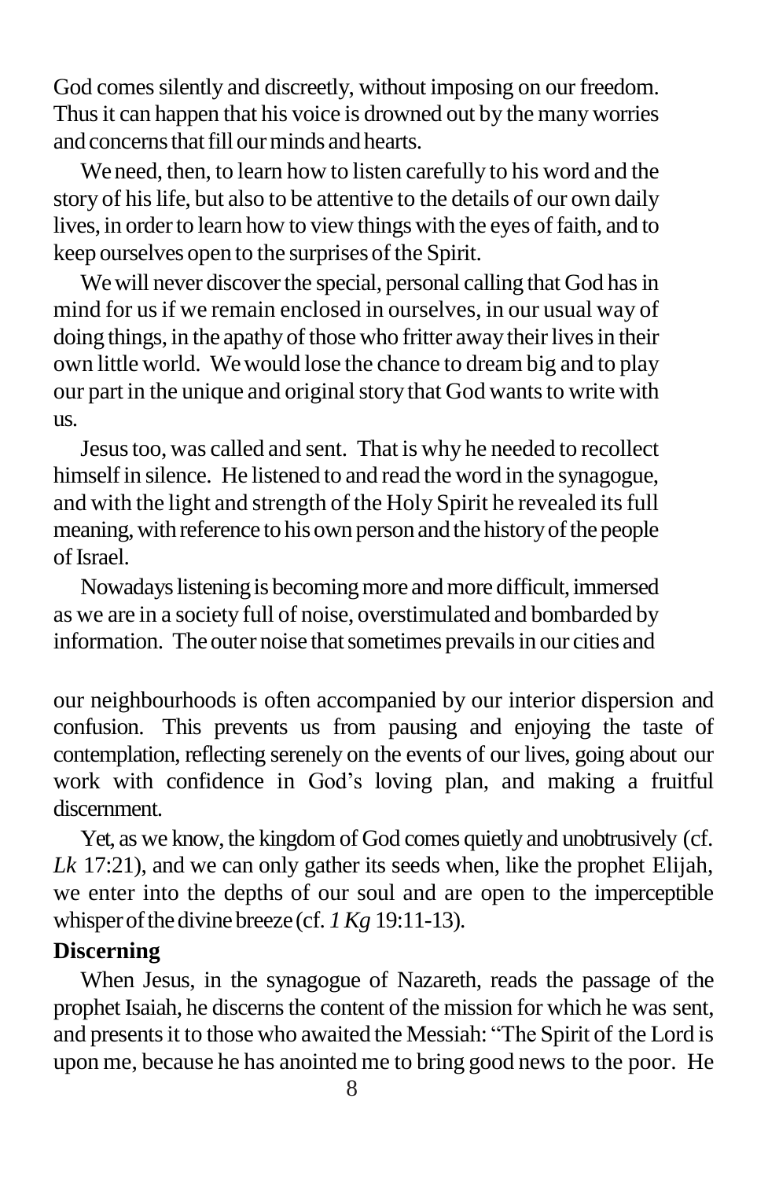God comes silently and discreetly, without imposing on our freedom. Thus it can happen that his voice is drowned out by the many worries and concerns that fill our minds and hearts.

We need, then, to learn how to listen carefully to his word and the story of his life, but also to be attentive to the details of our own daily lives, in order to learn how to view things with the eyes of faith, and to keep ourselves open to the surprises of the Spirit.

We will never discover the special, personal calling that God has in mind for us if we remain enclosed in ourselves, in our usual way of doing things, in the apathy of those who fritter away their lives in their own little world. We would lose the chance to dream big and to play our part in the unique and original story that God wants to write with us.

Jesus too, was called and sent. That is why he needed to recollect himself in silence. He listened to and read the word in the synagogue, and with the light and strength of the Holy Spirit he revealed its full meaning, with reference to his own person and the history of the people of Israel.

Nowadays listening is becoming more and more difficult, immersed as we are in a society full of noise, overstimulated and bombarded by information. The outer noise that sometimes prevails in our cities and our neighbourhoods is often accompanied by our interior dispersion and confusion. This prevents us from pausing and enjoying the taste of contemplation, reflecting serenely on the events of our lives, going about our work with confidence in God's loving plan, and making a fruitful discernment.

Yet, as we know, the kingdom of God comes quietly and unobtrusively (cf. *Lk* 17:21), and we can only gather its seeds when, like the prophet Elijah, we enter into the depths of our soul and are open to the imperceptible whisper of the divine breeze (cf. *1 Kg* 19:11-13).

**Discerning**

When Jesus, in the synagogue of Nazareth, reads the passage of the prophet Isaiah, he discerns the content of the mission for which he was sent, and presents it to those who awaited the Messiah: "The Spirit of the Lord is upon me, because he has anointed me to bring good news to the poor. He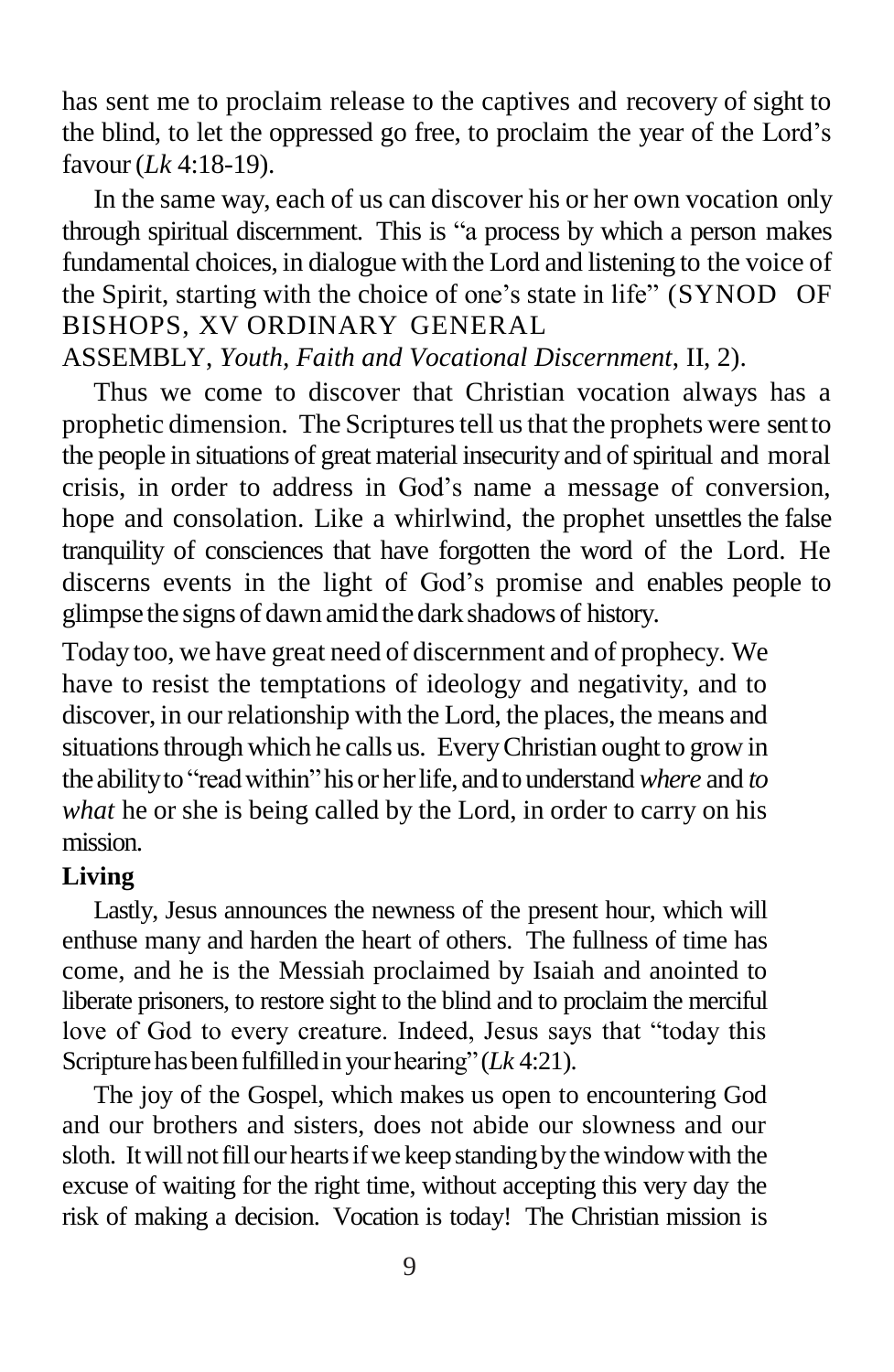has sent me to proclaim release to the captives and recovery of sight to the blind, to let the oppressed go free, to proclaim the year of the Lord's favour (*Lk* 4:18-19).

In the same way, each of us can discover his or her own vocation only through spiritual discernment. This is "a process by which a person makes fundamental choices, in dialogue with the Lord and listening to the voice of the Spirit, starting with the choice of one's state in life" (SYNOD OF BISHOPS, XV ORDINARY GENERAL ASSEMBLY, *Youth, Faith and Vocational Discernment*, II, 2).

Thus we come to discover that Christian vocation always has a prophetic dimension. The Scriptures tell us that the prophets were sent to the people in situations of great material insecurity and of spiritual and moral crisis, in order to address in God's name a message of conversion, hope and consolation. Like a whirlwind, the prophet unsettles the false tranquility of consciences that have forgotten the word of the Lord. He discerns events in the light of God's promise and enables people to glimpse the signs of dawn amid the dark shadows of history.

Today too, we have great need of discernment and of prophecy. We have to resist the temptations of ideology and negativity, and to discover, in our relationship with the Lord, the places, the means and situations through which he calls us. Every Christian ought to grow in the ability to "read within" his or her life, and to understand *where* and *to what* he or she is being called by the Lord, in order to carry on his mission.

**Living**

Lastly, Jesus announces the newness of the present hour, which will enthuse many and harden the heart of others. The fullness of time has come, and he is the Messiah proclaimed by Isaiah and anointed to liberate prisoners, to restore sight to the blind and to proclaim the merciful love of God to every creature. Indeed, Jesus says that "today this Scripture has been fulfilled in your hearing" (*Lk* 4:21).

The joy of the Gospel, which makes us open to encountering God and our brothers and sisters, does not abide our slowness and our sloth. It will not fill our hearts if we keep standing by the window with the excuse of waiting for the right time, without accepting this very day the risk of making a decision. Vocation is today! The Christian mission is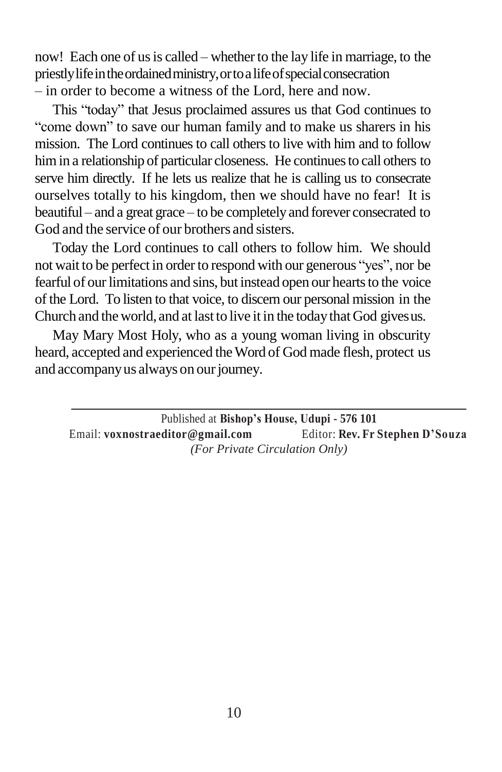now! Each one of us is called – whether to the lay life in marriage, to the priestly life in the ordained ministry, or to a life of special consecration – in order to become a witness of the Lord, here and now.

This "today" that Jesus proclaimed assures us that God continues to "come down" to save our human family and to make us sharers in his mission. The Lord continues to call others to live with him and to follow him in a relationship of particular closeness. He continues to call others to serve him directly. If he lets us realize that he is calling us to consecrate ourselves totally to his kingdom, then we should have no fear! It is beautiful – and a great grace – to be completely and forever consecrated to God and the service of our brothers and sisters.

Today the Lord continues to call others to follow him. We should not wait to be perfect in order to respond with our generous "yes", nor be fearful of our limitations and sins, but instead open our hearts to the voice of the Lord. To listen to that voice, to discern our personal mission in the Church and the world, and at last to live it in the today that God gives us.

May Mary Most Holy, who as a young woman living in obscurity heard, accepted and experienced the Word of God made flesh, protect us and accompany us always on our journey.

---

Published at **Bishop's House, Udupi - 576 101**

Email: **voxnostraeditor@gmail.com** Editor: **Rev. Fr Stephen D'Souza**

*(For Private Circulation Only)*